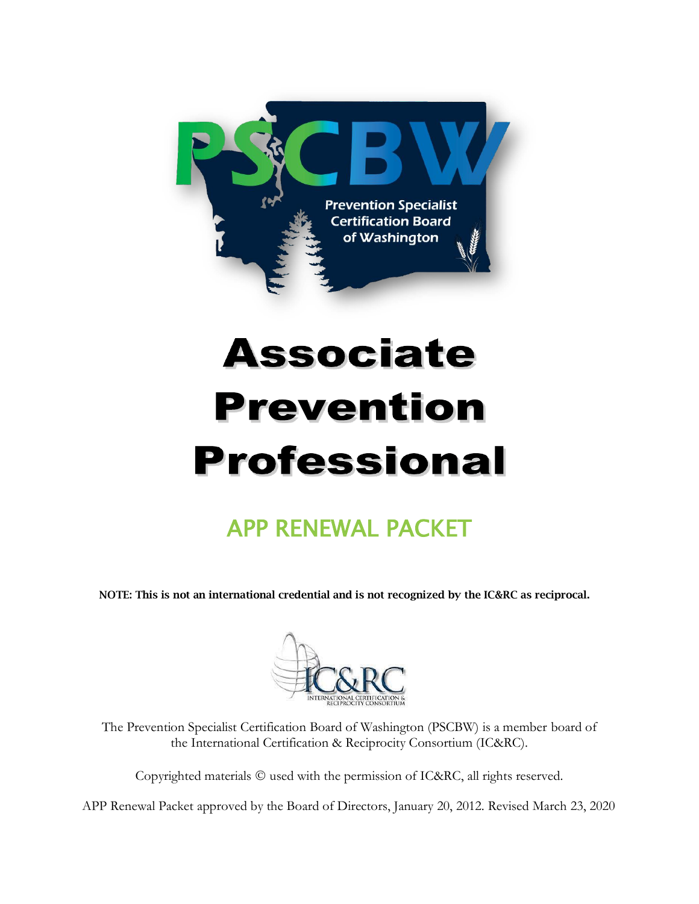PSCBW

Prevention Specialist Certification Board of Washington

# Associate Prevention Professional

## APP RENEWAL PACKET

**NOTE: This is not an international credential and is not recognized by the IC&RC as reciprocal.**

IC&RC
INTERNATIONAL CERTIFICATION & RECIPROCITY CONSORTIUM

The Prevention Specialist Certification Board of Washington (PSCBW) is a member board of the International Certification & Reciprocity Consortium (IC&RC).

Copyrighted materials © used with the permission of IC&RC, all rights reserved.

APP Renewal Packet approved by the Board of Directors, January 20, 2012. Revised March 23, 2020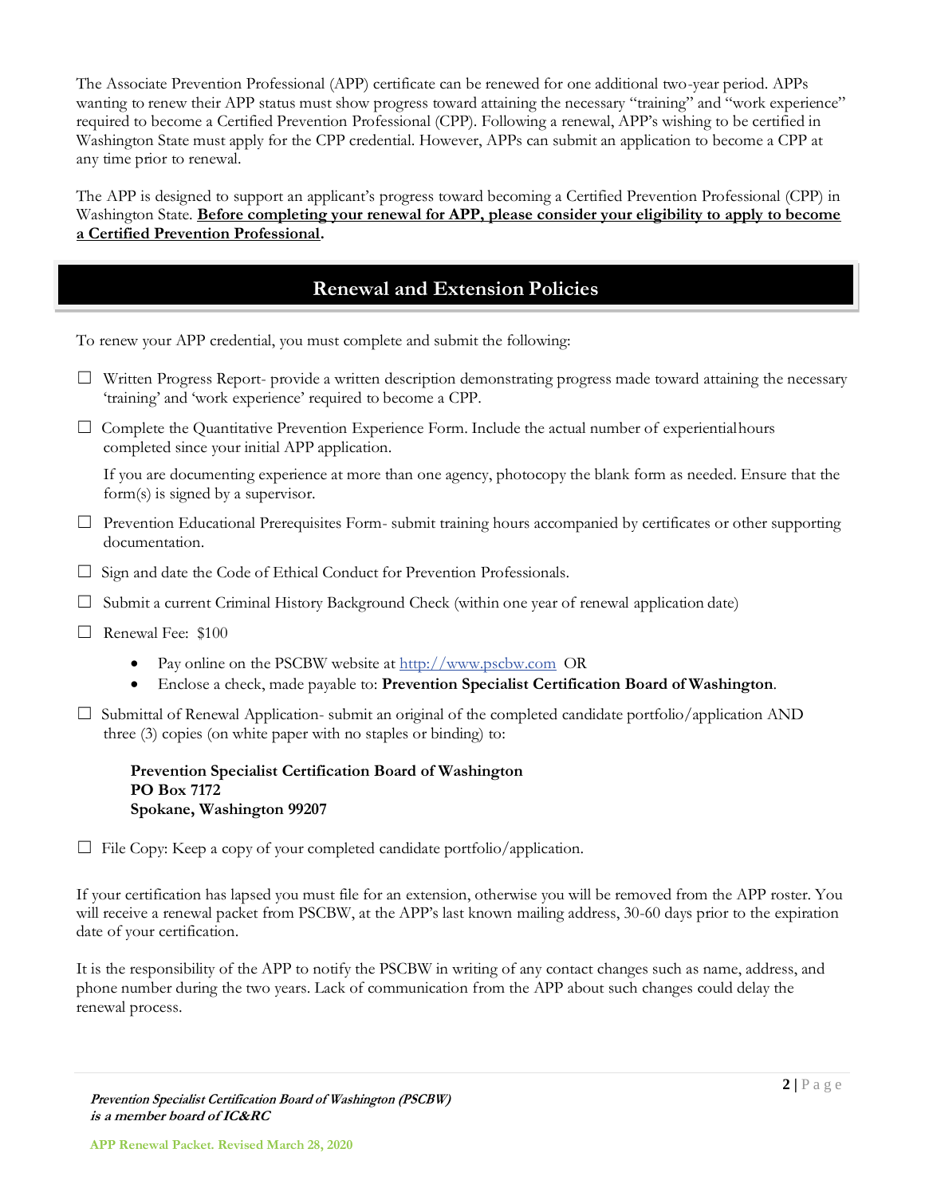The Associate Prevention Professional (APP) certificate can be renewed for one additional two-year period. APPs wanting to renew their APP status must show progress toward attaining the necessary "training" and "work experience" required to become a Certified Prevention Professional (CPP). Following a renewal, APP's wishing to be certified in Washington State must apply for the CPP credential. However, APPs can submit an application to become a CPP at any time prior to renewal.

The APP is designed to support an applicant's progress toward becoming a Certified Prevention Professional (CPP) in Washington State. **Before completing your renewal for APP, please consider your eligibility to apply to become a Certified Prevention Professional.**

## Renewal and Extension Policies

To renew your APP credential, you must complete and submit the following:

- ☐ Written Progress Report- provide a written description demonstrating progress made toward attaining the necessary 'training' and 'work experience' required to become a CPP.
- ☐ Complete the Quantitative Prevention Experience Form. Include the actual number of experiential hours completed since your initial APP application.

  If you are documenting experience at more than one agency, photocopy the blank form as needed. Ensure that the form(s) is signed by a supervisor.
- ☐ Prevention Educational Prerequisites Form- submit training hours accompanied by certificates or other supporting documentation.
- ☐ Sign and date the Code of Ethical Conduct for Prevention Professionals.
- ☐ Submit a current Criminal History Background Check (within one year of renewal application date)
- ☐ Renewal Fee: $100
  - Pay online on the PSCBW website at http://www.pscbw.com OR
  - Enclose a check, made payable to: **Prevention Specialist Certification Board of Washington**.
- ☐ Submittal of Renewal Application- submit an original of the completed candidate portfolio/application AND three (3) copies (on white paper with no staples or binding) to:

  **Prevention Specialist Certification Board of Washington**
  **PO Box 7172**
  **Spokane, Washington 99207**
- ☐ File Copy: Keep a copy of your completed candidate portfolio/application.

If your certification has lapsed you must file for an extension, otherwise you will be removed from the APP roster. You will receive a renewal packet from PSCBW, at the APP's last known mailing address, 30-60 days prior to the expiration date of your certification.

It is the responsibility of the APP to notify the PSCBW in writing of any contact changes such as name, address, and phone number during the two years. Lack of communication from the APP about such changes could delay the renewal process.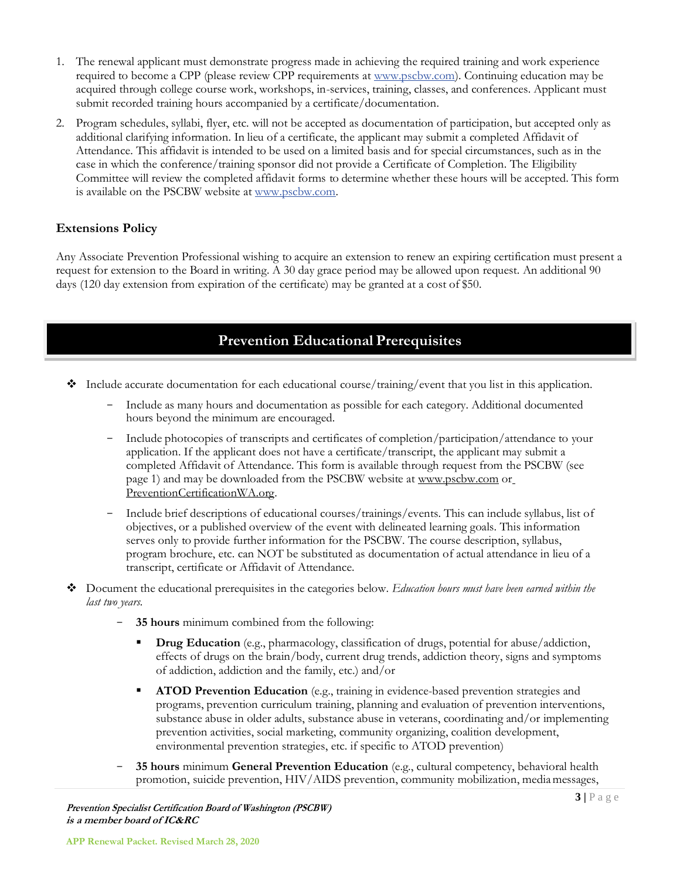1. The renewal applicant must demonstrate progress made in achieving the required training and work experience required to become a CPP (please review CPP requirements at www.pscbw.com). Continuing education may be acquired through college course work, workshops, in-services, training, classes, and conferences. Applicant must submit recorded training hours accompanied by a certificate/documentation.
2. Program schedules, syllabi, flyer, etc. will not be accepted as documentation of participation, but accepted only as additional clarifying information. In lieu of a certificate, the applicant may submit a completed Affidavit of Attendance. This affidavit is intended to be used on a limited basis and for special circumstances, such as in the case in which the conference/training sponsor did not provide a Certificate of Completion. The Eligibility Committee will review the completed affidavit forms to determine whether these hours will be accepted. This form is available on the PSCBW website at www.pscbw.com.

### Extensions Policy

Any Associate Prevention Professional wishing to acquire an extension to renew an expiring certification must present a request for extension to the Board in writing. A 30 day grace period may be allowed upon request. An additional 90 days (120 day extension from expiration of the certificate) may be granted at a cost of $50.

## Prevention Educational Prerequisites

- Include accurate documentation for each educational course/training/event that you list in this application.
  - Include as many hours and documentation as possible for each category. Additional documented hours beyond the minimum are encouraged.
  - Include photocopies of transcripts and certificates of completion/participation/attendance to your application. If the applicant does not have a certificate/transcript, the applicant may submit a completed Affidavit of Attendance. This form is available through request from the PSCBW (see page 1) and may be downloaded from the PSCBW website at www.pscbw.com or PreventionCertificationWA.org.
  - Include brief descriptions of educational courses/trainings/events. This can include syllabus, list of objectives, or a published overview of the event with delineated learning goals. This information serves only to provide further information for the PSCBW. The course description, syllabus, program brochure, etc. can NOT be substituted as documentation of actual attendance in lieu of a transcript, certificate or Affidavit of Attendance.
- Document the educational prerequisites in the categories below. *Education hours must have been earned within the last two years.*
  - **35 hours** minimum combined from the following:
    - **Drug Education** (e.g., pharmacology, classification of drugs, potential for abuse/addiction, effects of drugs on the brain/body, current drug trends, addiction theory, signs and symptoms of addiction, addiction and the family, etc.) and/or
    - **ATOD Prevention Education** (e.g., training in evidence-based prevention strategies and programs, prevention curriculum training, planning and evaluation of prevention interventions, substance abuse in older adults, substance abuse in veterans, coordinating and/or implementing prevention activities, social marketing, community organizing, coalition development, environmental prevention strategies, etc. if specific to ATOD prevention)
  - **35 hours** minimum **General Prevention Education** (e.g., cultural competency, behavioral health promotion, suicide prevention, HIV/AIDS prevention, community mobilization, media messages,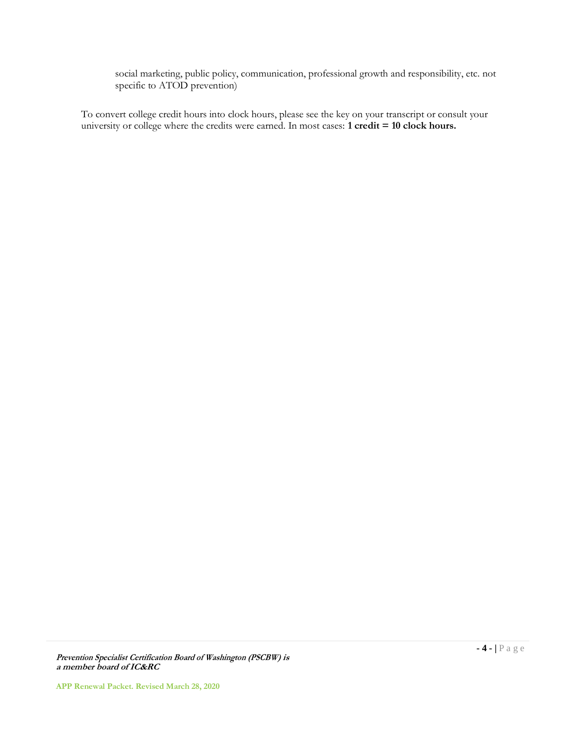social marketing, public policy, communication, professional growth and responsibility, etc. not specific to ATOD prevention)

To convert college credit hours into clock hours, please see the key on your transcript or consult your university or college where the credits were earned. In most cases: **1 credit = 10 clock hours.**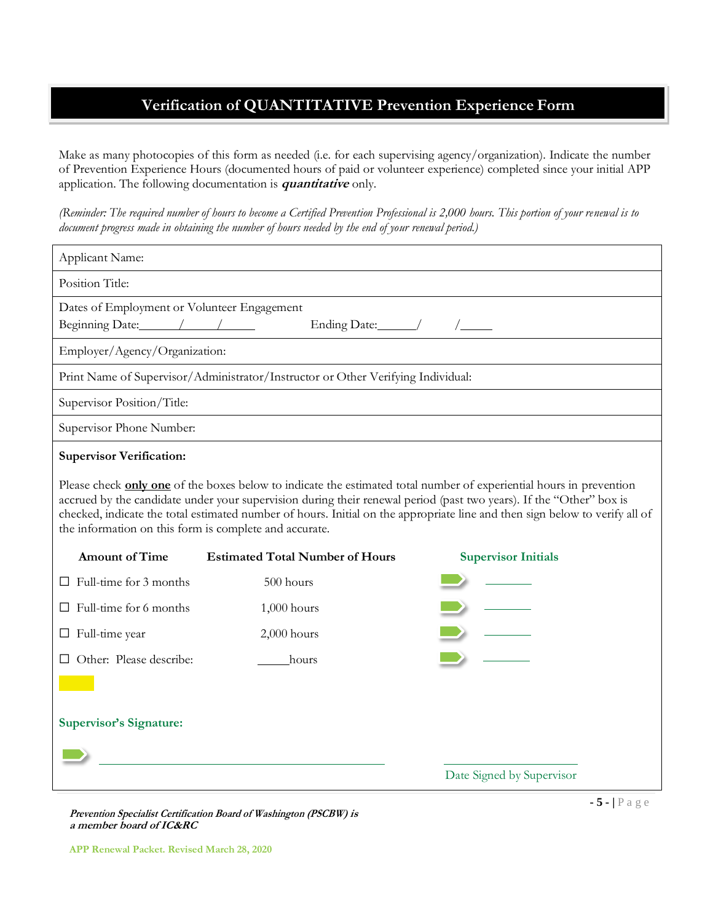# Verification of QUANTITATIVE Prevention Experience Form

Make as many photocopies of this form as needed (i.e. for each supervising agency/organization). Indicate the number of Prevention Experience Hours (documented hours of paid or volunteer experience) completed since your initial APP application. The following documentation is ***quantitative*** only.

*(Reminder: The required number of hours to become a Certified Prevention Professional is 2,000 hours. This portion of your renewal is to document progress made in obtaining the number of hours needed by the end of your renewal period.)*

| |
|---|
| Applicant Name: |
| Position Title: |
| Dates of Employment or Volunteer Engagement<br>Beginning Date:\_\_\_\_\_\_/\_\_\_\_\_\_/\_\_\_\_\_\_ Ending Date:\_\_\_\_\_\_/ /\_\_\_\_\_\_ |
| Employer/Agency/Organization: |
| Print Name of Supervisor/Administrator/Instructor or Other Verifying Individual: |
| Supervisor Position/Title: |
| Supervisor Phone Number: |

**Supervisor Verification:**

Please check **only one** of the boxes below to indicate the estimated total number of experiential hours in prevention accrued by the candidate under your supervision during their renewal period (past two years). If the "Other" box is checked, indicate the total estimated number of hours. Initial on the appropriate line and then sign below to verify all of the information on this form is complete and accurate.

| Amount of Time | Estimated Total Number of Hours | Supervisor Initials |
|---|---|---|
| ☐ Full-time for 3 months | 500 hours | \_\_\_\_\_\_\_\_ |
| ☐ Full-time for 6 months | 1,000 hours | \_\_\_\_\_\_\_\_ |
| ☐ Full-time year | 2,000 hours | \_\_\_\_\_\_\_\_ |
| ☐ Other: Please describe: | \_\_\_\_\_hours | \_\_\_\_\_\_\_\_ |

**Supervisor's Signature:**

\_\_\_\_\_\_\_\_\_\_\_\_\_\_\_\_\_\_\_\_\_\_\_\_\_\_\_\_\_\_\_\_\_\_\_\_\_\_\_\_ \_\_\_\_\_\_\_\_\_\_\_\_\_\_\_\_\_\_\_\_

Date Signed by Supervisor

***Prevention Specialist Certification Board of Washington (PSCBW) is a member board of IC&RC***

APP Renewal Packet. Revised March 28, 2020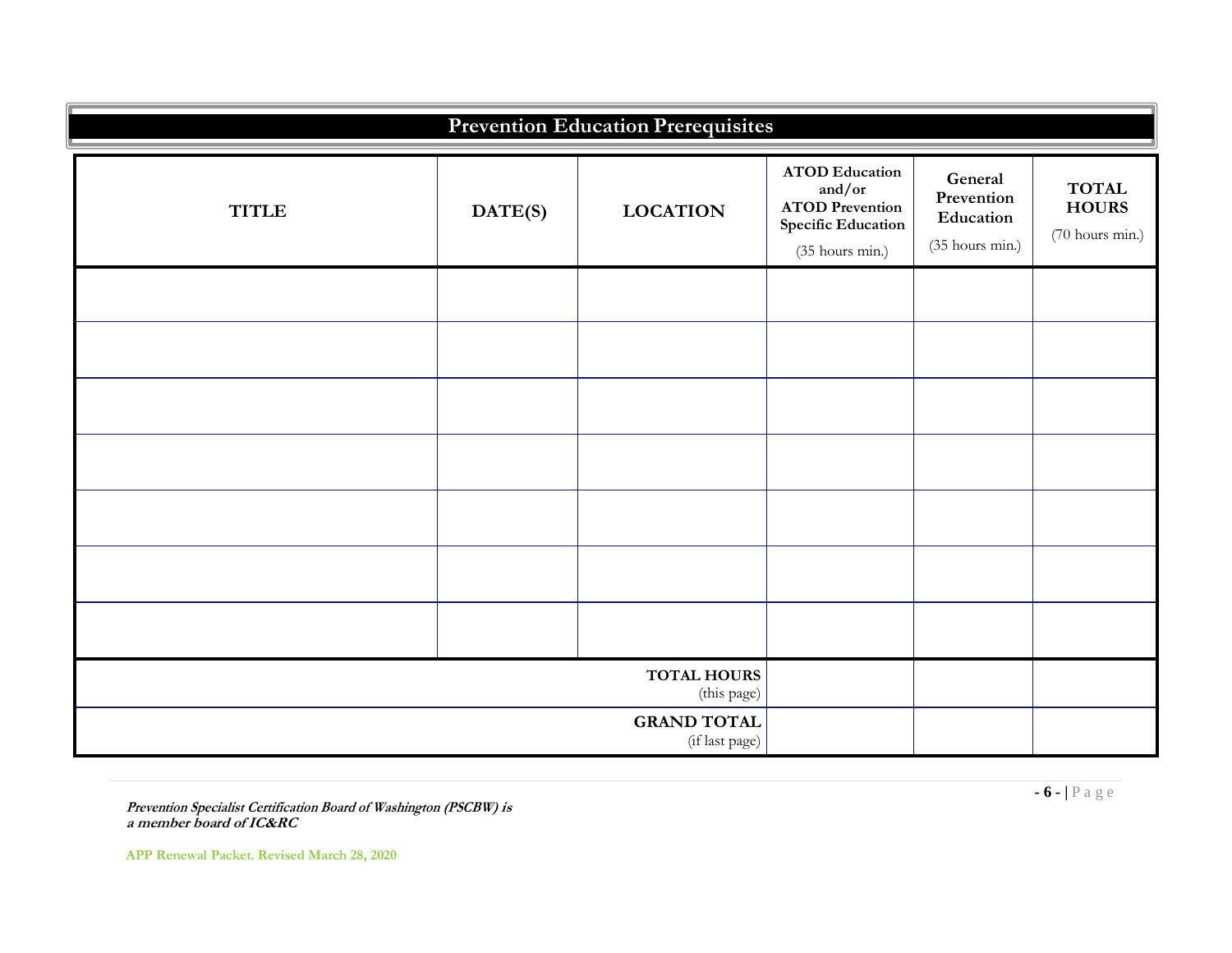## Prevention Education Prerequisites

| TITLE | DATE(S) | LOCATION | ATOD Education and/or ATOD Prevention Specific Education (35 hours min.) | General Prevention Education (35 hours min.) | TOTAL HOURS (70 hours min.) |
|---|---|---|---|---|---|
| | | | | | |
| | | | | | |
| | | | | | |
| | | | | | |
| | | | | | |
| | | | | | |
| | | | | | |
| | | **TOTAL HOURS** (this page) | | | |
| | | **GRAND TOTAL** (if last page) | | | |

***Prevention Specialist Certification Board of Washington (PSCBW) is a member board of IC&RC***

**APP Renewal Packet. Revised March 28, 2020**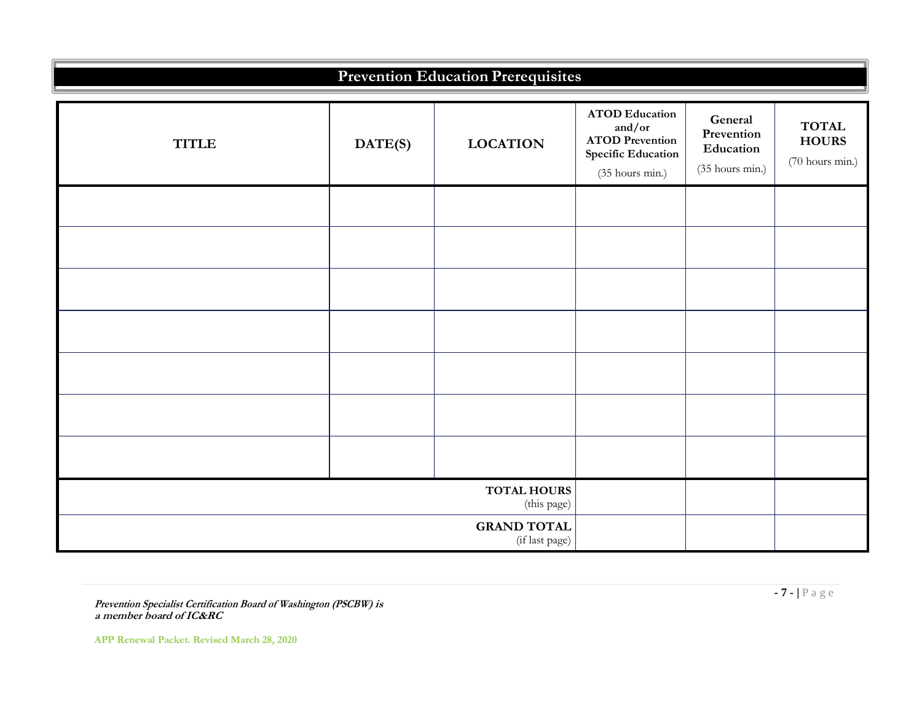# Prevention Education Prerequisites

| TITLE | DATE(S) | LOCATION | ATOD Education and/or ATOD Prevention Specific Education (35 hours min.) | General Prevention Education (35 hours min.) | TOTAL HOURS (70 hours min.) |
|---|---|---|---|---|---|
| | | | | | |
| | | | | | |
| | | | | | |
| | | | | | |
| | | | | | |
| | | | | | |
| | | | | | |
| | | **TOTAL HOURS** (this page) | | | |
| | | **GRAND TOTAL** (if last page) | | | |

***Prevention Specialist Certification Board of Washington (PSCBW) is a member board of IC&RC***

**APP Renewal Packet. Revised March 28, 2020**